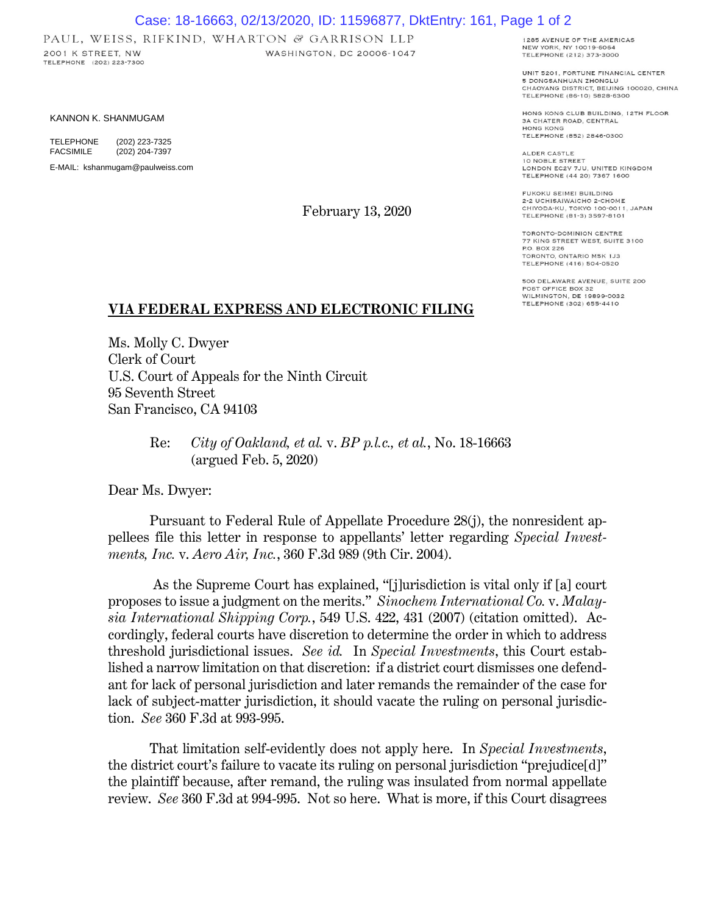PAUL, WEISS, RIFKIND, WHARTON & GARRISON LLP

2001 K STREET, NW
WASHINGTON, DC 20006-1047
TELEPHONE (202) 223-7300

1285 AVENUE OF THE AMERICAS
NEW YORK, NY 10019-6064
TELEPHONE (212) 373-3000

UNIT 5201, FORTUNE FINANCIAL CENTER
5 DONGSANHUAN ZHONGLU
CHAOYANG DISTRICT, BEIJING 100020, CHINA
TELEPHONE (86-10) 5828-6300

HONG KONG CLUB BUILDING, 12TH FLOOR
3A CHATER ROAD, CENTRAL
HONG KONG
TELEPHONE (852) 2846-0300

ALDER CASTLE
10 NOBLE STREET
LONDON EC2V 7JU, UNITED KINGDOM
TELEPHONE (44 20) 7367 1600

FUKOKU SEIMEI BUILDING
2-2 UCHISAIWAICHO 2-CHOME
CHIYODA-KU, TOKYO 100-0011, JAPAN
TELEPHONE (81-3) 3597-8101

TORONTO-DOMINION CENTRE
77 KING STREET WEST, SUITE 3100
P.O. BOX 226
TORONTO, ONTARIO M5K 1J3
TELEPHONE (416) 504-0520

500 DELAWARE AVENUE, SUITE 200
POST OFFICE BOX 32
WILMINGTON, DE 19899-0032
TELEPHONE (302) 655-4410

KANNON K. SHANMUGAM

TELEPHONE (202) 223-7325
FACSIMILE (202) 204-7397

E-MAIL: kshanmugam@paulweiss.com

February 13, 2020

**VIA FEDERAL EXPRESS AND ELECTRONIC FILING**

Ms. Molly C. Dwyer
Clerk of Court
U.S. Court of Appeals for the Ninth Circuit
95 Seventh Street
San Francisco, CA 94103

Re: *City of Oakland, et al.* v. *BP p.l.c., et al.*, No. 18-16663 (argued Feb. 5, 2020)

Dear Ms. Dwyer:

Pursuant to Federal Rule of Appellate Procedure 28(j), the nonresident appellees file this letter in response to appellants' letter regarding *Special Investments, Inc.* v. *Aero Air, Inc.*, 360 F.3d 989 (9th Cir. 2004).

As the Supreme Court has explained, "[j]urisdiction is vital only if [a] court proposes to issue a judgment on the merits." *Sinochem International Co.* v. *Malaysia International Shipping Corp.*, 549 U.S. 422, 431 (2007) (citation omitted). Accordingly, federal courts have discretion to determine the order in which to address threshold jurisdictional issues. *See id.* In *Special Investments*, this Court established a narrow limitation on that discretion: if a district court dismisses one defendant for lack of personal jurisdiction and later remands the remainder of the case for lack of subject-matter jurisdiction, it should vacate the ruling on personal jurisdiction. *See* 360 F.3d at 993-995.

That limitation self-evidently does not apply here. In *Special Investments*, the district court's failure to vacate its ruling on personal jurisdiction "prejudice[d]" the plaintiff because, after remand, the ruling was insulated from normal appellate review. *See* 360 F.3d at 994-995. Not so here. What is more, if this Court disagrees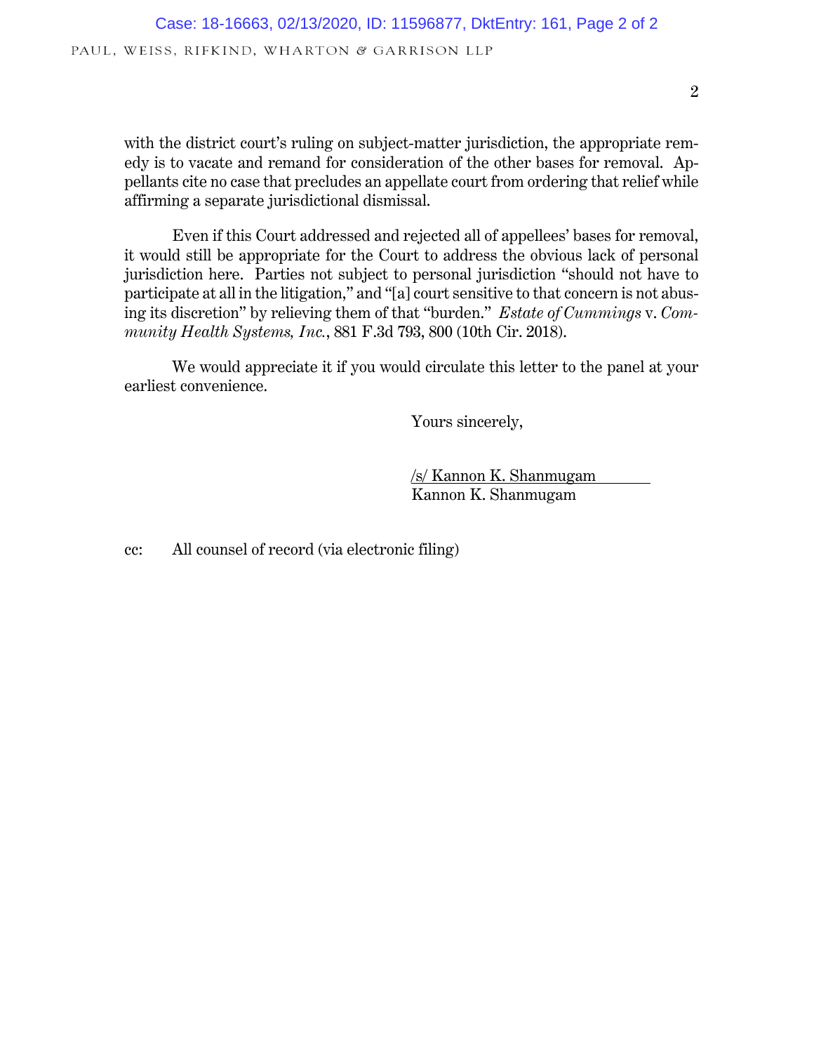with the district court's ruling on subject-matter jurisdiction, the appropriate remedy is to vacate and remand for consideration of the other bases for removal. Appellants cite no case that precludes an appellate court from ordering that relief while affirming a separate jurisdictional dismissal.

Even if this Court addressed and rejected all of appellees' bases for removal, it would still be appropriate for the Court to address the obvious lack of personal jurisdiction here. Parties not subject to personal jurisdiction "should not have to participate at all in the litigation," and "[a] court sensitive to that concern is not abusing its discretion" by relieving them of that "burden." *Estate of Cummings* v. *Community Health Systems, Inc.*, 881 F.3d 793, 800 (10th Cir. 2018).

We would appreciate it if you would circulate this letter to the panel at your earliest convenience.

Yours sincerely,

/s/ Kannon K. Shanmugam
Kannon K. Shanmugam

cc: All counsel of record (via electronic filing)